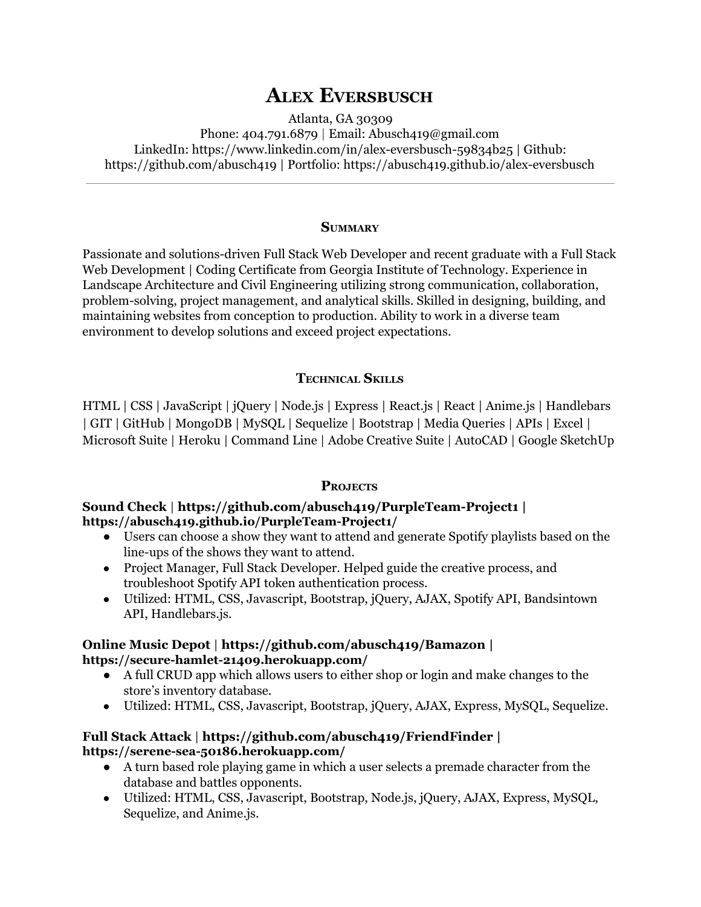# Alex Eversbusch

Atlanta, GA 30309
Phone: 404.791.6879 | Email: Abusch419@gmail.com
LinkedIn: https://www.linkedin.com/in/alex-eversbusch-59834b25 | Github: https://github.com/abusch419 | Portfolio: https://abusch419.github.io/alex-eversbusch

---

## Summary

Passionate and solutions-driven Full Stack Web Developer and recent graduate with a Full Stack Web Development | Coding Certificate from Georgia Institute of Technology. Experience in Landscape Architecture and Civil Engineering utilizing strong communication, collaboration, problem-solving, project management, and analytical skills. Skilled in designing, building, and maintaining websites from conception to production. Ability to work in a diverse team environment to develop solutions and exceed project expectations.

## Technical Skills

HTML | CSS | JavaScript | jQuery | Node.js | Express | React.js | React | Anime.js | Handlebars | GIT | GitHub | MongoDB | MySQL | Sequelize | Bootstrap | Media Queries | APIs | Excel | Microsoft Suite | Heroku | Command Line | Adobe Creative Suite | AutoCAD | Google SketchUp

## Projects

**Sound Check | https://github.com/abusch419/PurpleTeam-Project1 | https://abusch419.github.io/PurpleTeam-Project1/**

- Users can choose a show they want to attend and generate Spotify playlists based on the line-ups of the shows they want to attend.
- Project Manager, Full Stack Developer. Helped guide the creative process, and troubleshoot Spotify API token authentication process.
- Utilized: HTML, CSS, Javascript, Bootstrap, jQuery, AJAX, Spotify API, Bandsintown API, Handlebars.js.

**Online Music Depot | https://github.com/abusch419/Bamazon | https://secure-hamlet-21409.herokuapp.com/**

- A full CRUD app which allows users to either shop or login and make changes to the store's inventory database.
- Utilized: HTML, CSS, Javascript, Bootstrap, jQuery, AJAX, Express, MySQL, Sequelize.

**Full Stack Attack | https://github.com/abusch419/FriendFinder | https://serene-sea-50186.herokuapp.com/**

- A turn based role playing game in which a user selects a premade character from the database and battles opponents.
- Utilized: HTML, CSS, Javascript, Bootstrap, Node.js, jQuery, AJAX, Express, MySQL, Sequelize, and Anime.js.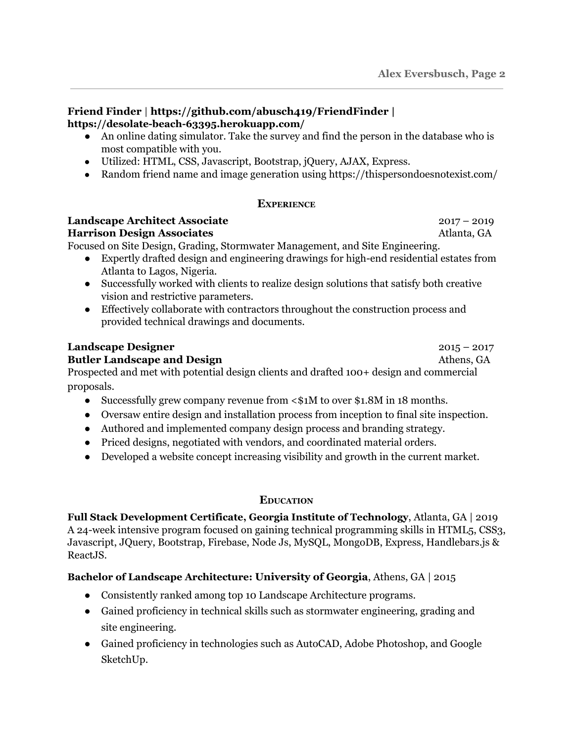**Friend Finder | https://github.com/abusch419/FriendFinder | https://desolate-beach-63395.herokuapp.com/**

- An online dating simulator. Take the survey and find the person in the database who is most compatible with you.
- Utilized: HTML, CSS, Javascript, Bootstrap, jQuery, AJAX, Express.
- Random friend name and image generation using https://thispersondoesnotexist.com/

## Experience

**Landscape Architect Associate** 2017 – 2019
**Harrison Design Associates** Atlanta, GA

Focused on Site Design, Grading, Stormwater Management, and Site Engineering.

- Expertly drafted design and engineering drawings for high-end residential estates from Atlanta to Lagos, Nigeria.
- Successfully worked with clients to realize design solutions that satisfy both creative vision and restrictive parameters.
- Effectively collaborate with contractors throughout the construction process and provided technical drawings and documents.

**Landscape Designer** 2015 – 2017
**Butler Landscape and Design** Athens, GA

Prospected and met with potential design clients and drafted 100+ design and commercial proposals.

- Successfully grew company revenue from <$1M to over $1.8M in 18 months.
- Oversaw entire design and installation process from inception to final site inspection.
- Authored and implemented company design process and branding strategy.
- Priced designs, negotiated with vendors, and coordinated material orders.
- Developed a website concept increasing visibility and growth in the current market.

## Education

**Full Stack Development Certificate, Georgia Institute of Technology**, Atlanta, GA | 2019
A 24-week intensive program focused on gaining technical programming skills in HTML5, CSS3, Javascript, JQuery, Bootstrap, Firebase, Node Js, MySQL, MongoDB, Express, Handlebars.js & ReactJS.

**Bachelor of Landscape Architecture: University of Georgia**, Athens, GA | 2015

- Consistently ranked among top 10 Landscape Architecture programs.
- Gained proficiency in technical skills such as stormwater engineering, grading and site engineering.
- Gained proficiency in technologies such as AutoCAD, Adobe Photoshop, and Google SketchUp.